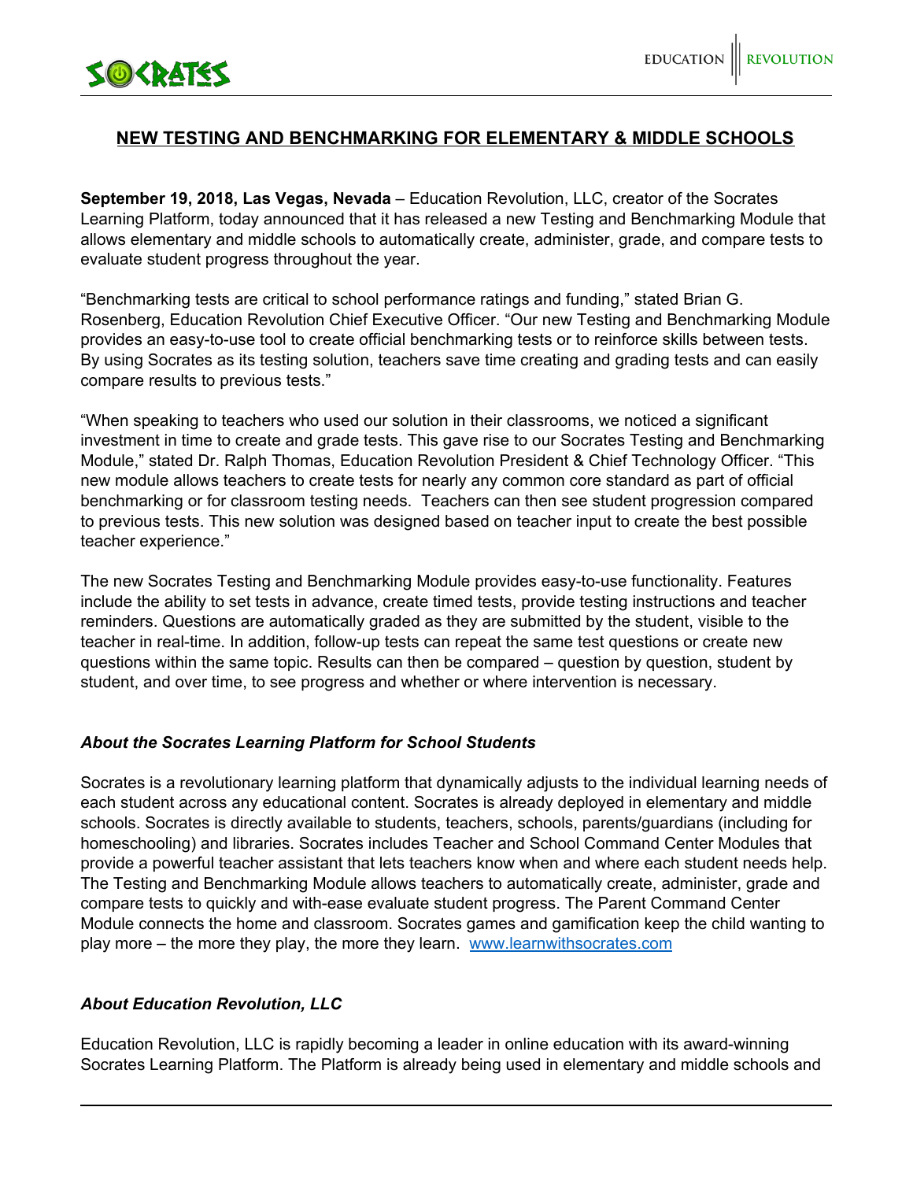# NEW TESTING AND BENCHMARKING FOR ELEMENTARY & MIDDLE SCHOOLS

**September 19, 2018, Las Vegas, Nevada** – Education Revolution, LLC, creator of the Socrates Learning Platform, today announced that it has released a new Testing and Benchmarking Module that allows elementary and middle schools to automatically create, administer, grade, and compare tests to evaluate student progress throughout the year.

"Benchmarking tests are critical to school performance ratings and funding," stated Brian G. Rosenberg, Education Revolution Chief Executive Officer. "Our new Testing and Benchmarking Module provides an easy-to-use tool to create official benchmarking tests or to reinforce skills between tests. By using Socrates as its testing solution, teachers save time creating and grading tests and can easily compare results to previous tests."

"When speaking to teachers who used our solution in their classrooms, we noticed a significant investment in time to create and grade tests. This gave rise to our Socrates Testing and Benchmarking Module," stated Dr. Ralph Thomas, Education Revolution President & Chief Technology Officer. "This new module allows teachers to create tests for nearly any common core standard as part of official benchmarking or for classroom testing needs. Teachers can then see student progression compared to previous tests. This new solution was designed based on teacher input to create the best possible teacher experience."

The new Socrates Testing and Benchmarking Module provides easy-to-use functionality. Features include the ability to set tests in advance, create timed tests, provide testing instructions and teacher reminders. Questions are automatically graded as they are submitted by the student, visible to the teacher in real-time. In addition, follow-up tests can repeat the same test questions or create new questions within the same topic. Results can then be compared – question by question, student by student, and over time, to see progress and whether or where intervention is necessary.

### *About the Socrates Learning Platform for School Students*

Socrates is a revolutionary learning platform that dynamically adjusts to the individual learning needs of each student across any educational content. Socrates is already deployed in elementary and middle schools. Socrates is directly available to students, teachers, schools, parents/guardians (including for homeschooling) and libraries. Socrates includes Teacher and School Command Center Modules that provide a powerful teacher assistant that lets teachers know when and where each student needs help. The Testing and Benchmarking Module allows teachers to automatically create, administer, grade and compare tests to quickly and with-ease evaluate student progress. The Parent Command Center Module connects the home and classroom. Socrates games and gamification keep the child wanting to play more – the more they play, the more they learn. [www.learnwithsocrates.com](http://www.learnwithsocrates.com)

### *About Education Revolution, LLC*

Education Revolution, LLC is rapidly becoming a leader in online education with its award-winning Socrates Learning Platform. The Platform is already being used in elementary and middle schools and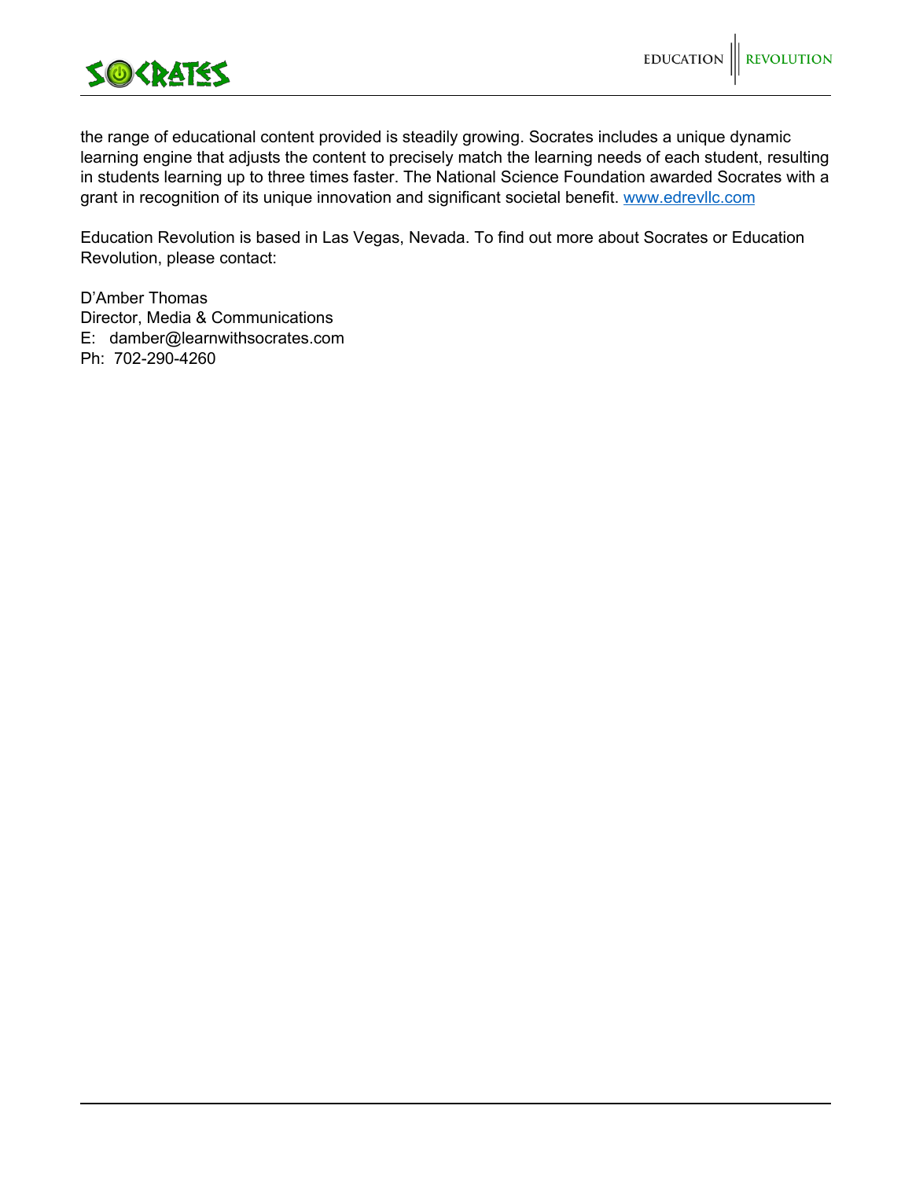the range of educational content provided is steadily growing. Socrates includes a unique dynamic learning engine that adjusts the content to precisely match the learning needs of each student, resulting in students learning up to three times faster. The National Science Foundation awarded Socrates with a grant in recognition of its unique innovation and significant societal benefit. [www.edrevllc.com](http://www.edrevllc.com)

Education Revolution is based in Las Vegas, Nevada. To find out more about Socrates or Education Revolution, please contact:

D'Amber Thomas
Director, Media & Communications
E: damber@learnwithsocrates.com
Ph: 702-290-4260